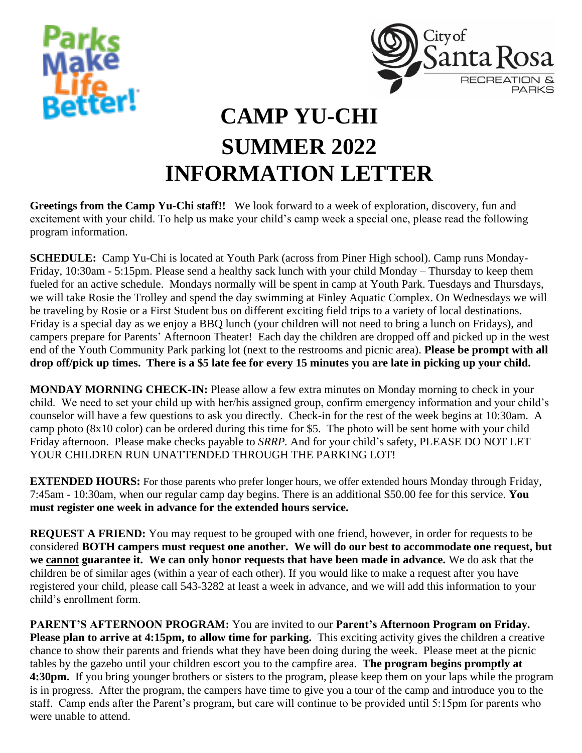Parks Make Life Better!

City of Santa Rosa RECREATION & PARKS

# CAMP YU-CHI
# SUMMER 2022
# INFORMATION LETTER

**Greetings from the Camp Yu-Chi staff!!** We look forward to a week of exploration, discovery, fun and excitement with your child. To help us make your child's camp week a special one, please read the following program information.

**SCHEDULE:** Camp Yu-Chi is located at Youth Park (across from Piner High school). Camp runs Monday-Friday, 10:30am - 5:15pm. Please send a healthy sack lunch with your child Monday – Thursday to keep them fueled for an active schedule. Mondays normally will be spent in camp at Youth Park. Tuesdays and Thursdays, we will take Rosie the Trolley and spend the day swimming at Finley Aquatic Complex. On Wednesdays we will be traveling by Rosie or a First Student bus on different exciting field trips to a variety of local destinations. Friday is a special day as we enjoy a BBQ lunch (your children will not need to bring a lunch on Fridays), and campers prepare for Parents' Afternoon Theater! Each day the children are dropped off and picked up in the west end of the Youth Community Park parking lot (next to the restrooms and picnic area). **Please be prompt with all drop off/pick up times. There is a $5 late fee for every 15 minutes you are late in picking up your child.**

**MONDAY MORNING CHECK-IN:** Please allow a few extra minutes on Monday morning to check in your child. We need to set your child up with her/his assigned group, confirm emergency information and your child's counselor will have a few questions to ask you directly. Check-in for the rest of the week begins at 10:30am. A camp photo (8x10 color) can be ordered during this time for $5. The photo will be sent home with your child Friday afternoon. Please make checks payable to *SRRP*. And for your child's safety, PLEASE DO NOT LET YOUR CHILDREN RUN UNATTENDED THROUGH THE PARKING LOT!

**EXTENDED HOURS:** For those parents who prefer longer hours, we offer extended hours Monday through Friday, 7:45am - 10:30am, when our regular camp day begins. There is an additional $50.00 fee for this service. **You must register one week in advance for the extended hours service.**

**REQUEST A FRIEND:** You may request to be grouped with one friend, however, in order for requests to be considered **BOTH campers must request one another. We will do our best to accommodate one request, but we <u>cannot</u> guarantee it. We can only honor requests that have been made in advance.** We do ask that the children be of similar ages (within a year of each other). If you would like to make a request after you have registered your child, please call 543-3282 at least a week in advance, and we will add this information to your child's enrollment form.

**PARENT'S AFTERNOON PROGRAM:** You are invited to our **Parent's Afternoon Program on Friday. Please plan to arrive at 4:15pm, to allow time for parking.** This exciting activity gives the children a creative chance to show their parents and friends what they have been doing during the week. Please meet at the picnic tables by the gazebo until your children escort you to the campfire area. **The program begins promptly at 4:30pm.** If you bring younger brothers or sisters to the program, please keep them on your laps while the program is in progress. After the program, the campers have time to give you a tour of the camp and introduce you to the staff. Camp ends after the Parent's program, but care will continue to be provided until 5:15pm for parents who were unable to attend.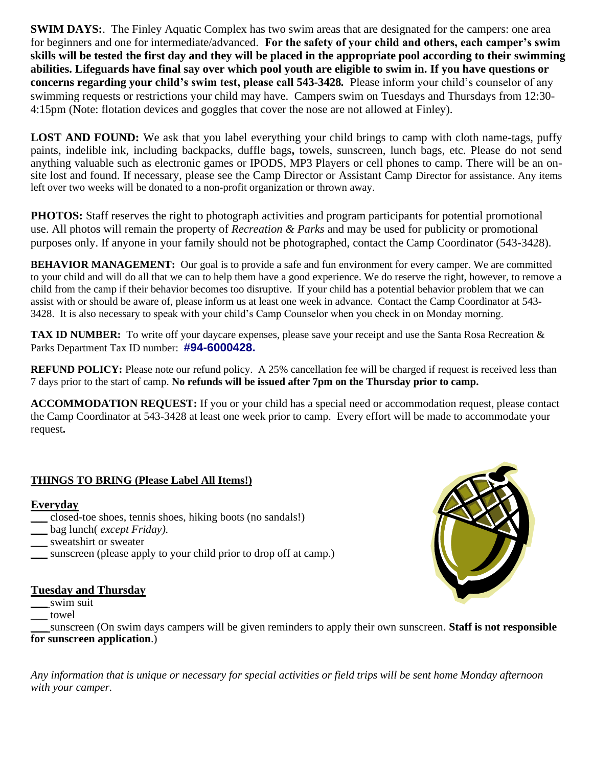**SWIM DAYS:**. The Finley Aquatic Complex has two swim areas that are designated for the campers: one area for beginners and one for intermediate/advanced. **For the safety of your child and others, each camper's swim skills will be tested the first day and they will be placed in the appropriate pool according to their swimming abilities. Lifeguards have final say over which pool youth are eligible to swim in. If you have questions or concerns regarding your child's swim test, please call 543-3428.** Please inform your child's counselor of any swimming requests or restrictions your child may have. Campers swim on Tuesdays and Thursdays from 12:30-4:15pm (Note: flotation devices and goggles that cover the nose are not allowed at Finley).

**LOST AND FOUND:** We ask that you label everything your child brings to camp with cloth name-tags, puffy paints, indelible ink, including backpacks, duffle bags**,** towels, sunscreen, lunch bags, etc. Please do not send anything valuable such as electronic games or IPODS, MP3 Players or cell phones to camp. There will be an on-site lost and found. If necessary, please see the Camp Director or Assistant Camp Director for assistance. Any items left over two weeks will be donated to a non-profit organization or thrown away.

**PHOTOS:** Staff reserves the right to photograph activities and program participants for potential promotional use. All photos will remain the property of *Recreation & Parks* and may be used for publicity or promotional purposes only. If anyone in your family should not be photographed, contact the Camp Coordinator (543-3428).

**BEHAVIOR MANAGEMENT:** Our goal is to provide a safe and fun environment for every camper. We are committed to your child and will do all that we can to help them have a good experience. We do reserve the right, however, to remove a child from the camp if their behavior becomes too disruptive. If your child has a potential behavior problem that we can assist with or should be aware of, please inform us at least one week in advance. Contact the Camp Coordinator at 543-3428. It is also necessary to speak with your child's Camp Counselor when you check in on Monday morning.

**TAX ID NUMBER:** To write off your daycare expenses, please save your receipt and use the Santa Rosa Recreation & Parks Department Tax ID number: **#94-6000428.**

**REFUND POLICY:** Please note our refund policy. A 25% cancellation fee will be charged if request is received less than 7 days prior to the start of camp. **No refunds will be issued after 7pm on the Thursday prior to camp.**

**ACCOMMODATION REQUEST:** If you or your child has a special need or accommodation request, please contact the Camp Coordinator at 543-3428 at least one week prior to camp. Every effort will be made to accommodate your request**.**

## THINGS TO BRING (Please Label All Items!)

### Everyday

___ closed-toe shoes, tennis shoes, hiking boots (no sandals!)
___ bag lunch( *except Friday).*
___ sweatshirt or sweater
___ sunscreen (please apply to your child prior to drop off at camp.)

### Tuesday and Thursday

___ swim suit
___ towel
___ sunscreen (On swim days campers will be given reminders to apply their own sunscreen. **Staff is not responsible for sunscreen application**.)

*Any information that is unique or necessary for special activities or field trips will be sent home Monday afternoon with your camper.*